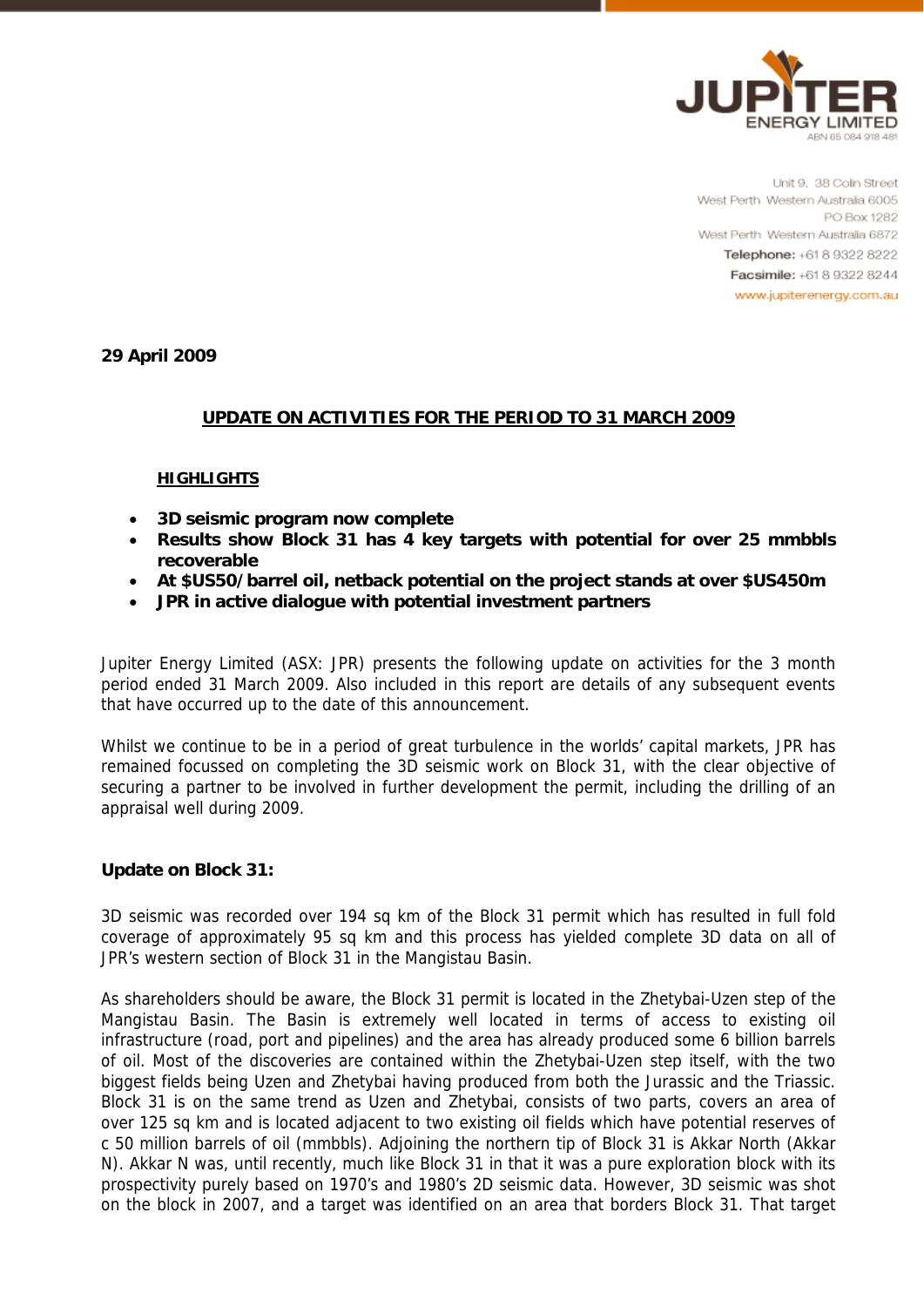**JUPITER ENERGY LIMITED**
ABN 65 084 918 481

Unit 9, 38 Colin Street
West Perth Western Australia 6005
PO Box 1282
West Perth Western Australia 6872
**Telephone:** +61 8 9322 8222
**Facsimile:** +61 8 9322 8244
www.jupiterenergy.com.au

**29 April 2009**

## UPDATE ON ACTIVITIES FOR THE PERIOD TO 31 MARCH 2009

### HIGHLIGHTS

- **3D seismic program now complete**
- **Results show Block 31 has 4 key targets with potential for over 25 mmbbls recoverable**
- **At $US50/barrel oil, netback potential on the project stands at over $US450m**
- **JPR in active dialogue with potential investment partners**

Jupiter Energy Limited (ASX: JPR) presents the following update on activities for the 3 month period ended 31 March 2009. Also included in this report are details of any subsequent events that have occurred up to the date of this announcement.

Whilst we continue to be in a period of great turbulence in the worlds' capital markets, JPR has remained focussed on completing the 3D seismic work on Block 31, with the clear objective of securing a partner to be involved in further development the permit, including the drilling of an appraisal well during 2009.

**Update on Block 31:**

3D seismic was recorded over 194 sq km of the Block 31 permit which has resulted in full fold coverage of approximately 95 sq km and this process has yielded complete 3D data on all of JPR's western section of Block 31 in the Mangistau Basin.

As shareholders should be aware, the Block 31 permit is located in the Zhetybai-Uzen step of the Mangistau Basin. The Basin is extremely well located in terms of access to existing oil infrastructure (road, port and pipelines) and the area has already produced some 6 billion barrels of oil. Most of the discoveries are contained within the Zhetybai-Uzen step itself, with the two biggest fields being Uzen and Zhetybai having produced from both the Jurassic and the Triassic. Block 31 is on the same trend as Uzen and Zhetybai, consists of two parts, covers an area of over 125 sq km and is located adjacent to two existing oil fields which have potential reserves of c 50 million barrels of oil (mmbbls). Adjoining the northern tip of Block 31 is Akkar North (Akkar N). Akkar N was, until recently, much like Block 31 in that it was a pure exploration block with its prospectivity purely based on 1970's and 1980's 2D seismic data. However, 3D seismic was shot on the block in 2007, and a target was identified on an area that borders Block 31. That target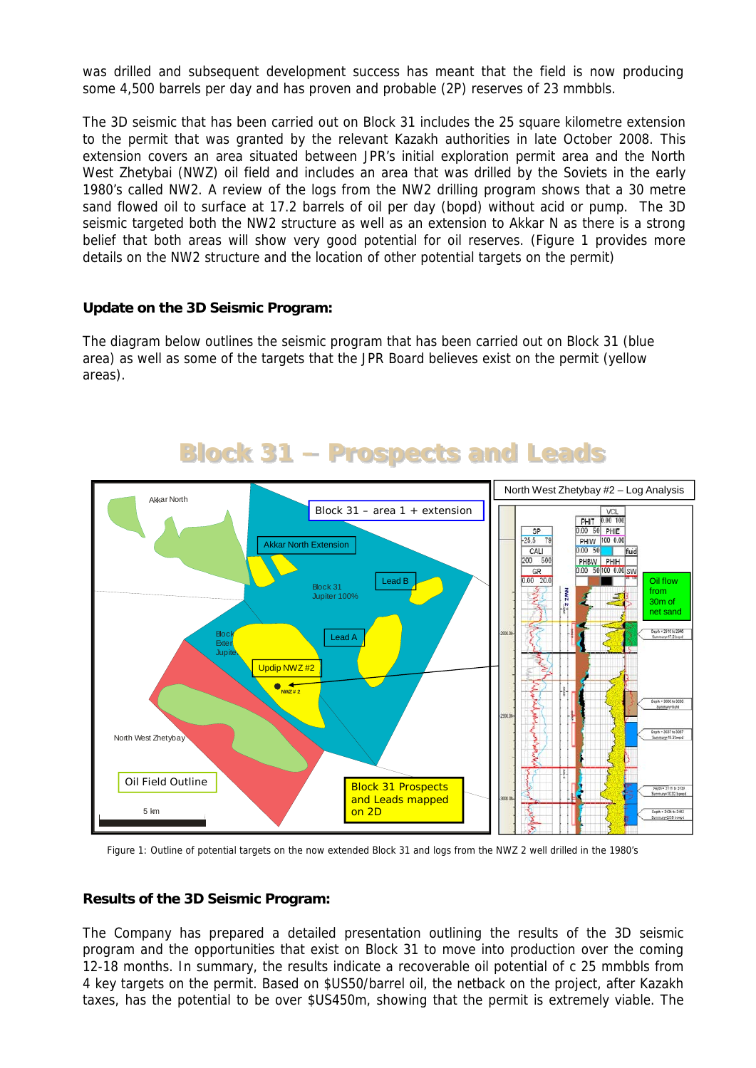was drilled and subsequent development success has meant that the field is now producing some 4,500 barrels per day and has proven and probable (2P) reserves of 23 mmbbls.

The 3D seismic that has been carried out on Block 31 includes the 25 square kilometre extension to the permit that was granted by the relevant Kazakh authorities in late October 2008. This extension covers an area situated between JPR's initial exploration permit area and the North West Zhetybai (NWZ) oil field and includes an area that was drilled by the Soviets in the early 1980's called NW2. A review of the logs from the NW2 drilling program shows that a 30 metre sand flowed oil to surface at 17.2 barrels of oil per day (bopd) without acid or pump. The 3D seismic targeted both the NW2 structure as well as an extension to Akkar N as there is a strong belief that both areas will show very good potential for oil reserves. (Figure 1 provides more details on the NW2 structure and the location of other potential targets on the permit)

### Update on the 3D Seismic Program:

The diagram below outlines the seismic program that has been carried out on Block 31 (blue area) as well as some of the targets that the JPR Board believes exist on the permit (yellow areas).

Figure 1: Outline of potential targets on the now extended Block 31 and logs from the NWZ 2 well drilled in the 1980's

### Results of the 3D Seismic Program:

The Company has prepared a detailed presentation outlining the results of the 3D seismic program and the opportunities that exist on Block 31 to move into production over the coming 12-18 months. In summary, the results indicate a recoverable oil potential of c 25 mmbbls from 4 key targets on the permit. Based on $US50/barrel oil, the netback on the project, after Kazakh taxes, has the potential to be over $US450m, showing that the permit is extremely viable. The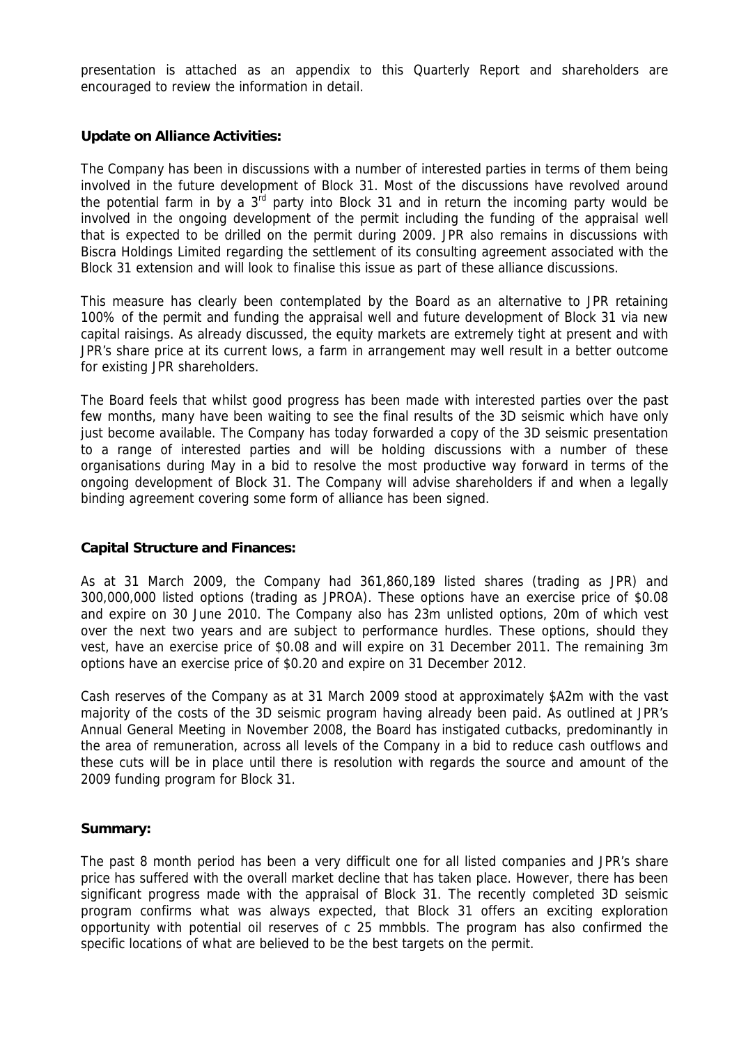presentation is attached as an appendix to this Quarterly Report and shareholders are encouraged to review the information in detail.

**Update on Alliance Activities:**

The Company has been in discussions with a number of interested parties in terms of them being involved in the future development of Block 31. Most of the discussions have revolved around the potential farm in by a 3rd party into Block 31 and in return the incoming party would be involved in the ongoing development of the permit including the funding of the appraisal well that is expected to be drilled on the permit during 2009. JPR also remains in discussions with Biscra Holdings Limited regarding the settlement of its consulting agreement associated with the Block 31 extension and will look to finalise this issue as part of these alliance discussions.

This measure has clearly been contemplated by the Board as an alternative to JPR retaining 100% of the permit and funding the appraisal well and future development of Block 31 via new capital raisings. As already discussed, the equity markets are extremely tight at present and with JPR's share price at its current lows, a farm in arrangement may well result in a better outcome for existing JPR shareholders.

The Board feels that whilst good progress has been made with interested parties over the past few months, many have been waiting to see the final results of the 3D seismic which have only just become available. The Company has today forwarded a copy of the 3D seismic presentation to a range of interested parties and will be holding discussions with a number of these organisations during May in a bid to resolve the most productive way forward in terms of the ongoing development of Block 31. The Company will advise shareholders if and when a legally binding agreement covering some form of alliance has been signed.

**Capital Structure and Finances:**

As at 31 March 2009, the Company had 361,860,189 listed shares (trading as JPR) and 300,000,000 listed options (trading as JPROA). These options have an exercise price of $0.08 and expire on 30 June 2010. The Company also has 23m unlisted options, 20m of which vest over the next two years and are subject to performance hurdles. These options, should they vest, have an exercise price of $0.08 and will expire on 31 December 2011. The remaining 3m options have an exercise price of $0.20 and expire on 31 December 2012.

Cash reserves of the Company as at 31 March 2009 stood at approximately $A2m with the vast majority of the costs of the 3D seismic program having already been paid. As outlined at JPR's Annual General Meeting in November 2008, the Board has instigated cutbacks, predominantly in the area of remuneration, across all levels of the Company in a bid to reduce cash outflows and these cuts will be in place until there is resolution with regards the source and amount of the 2009 funding program for Block 31.

**Summary:**

The past 8 month period has been a very difficult one for all listed companies and JPR's share price has suffered with the overall market decline that has taken place. However, there has been significant progress made with the appraisal of Block 31. The recently completed 3D seismic program confirms what was always expected, that Block 31 offers an exciting exploration opportunity with potential oil reserves of c 25 mmbbls. The program has also confirmed the specific locations of what are believed to be the best targets on the permit.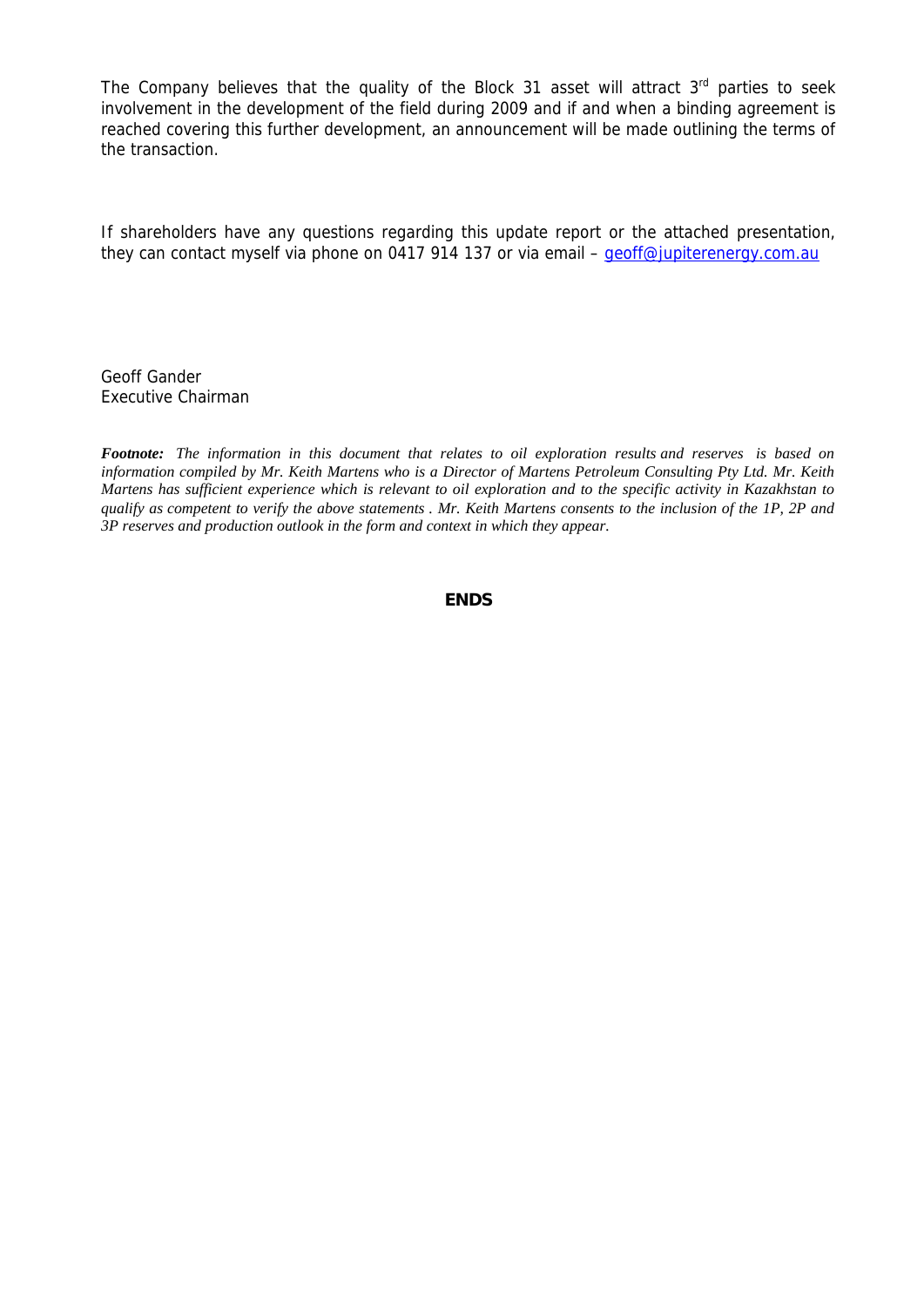The Company believes that the quality of the Block 31 asset will attract 3rd parties to seek involvement in the development of the field during 2009 and if and when a binding agreement is reached covering this further development, an announcement will be made outlining the terms of the transaction.

If shareholders have any questions regarding this update report or the attached presentation, they can contact myself via phone on 0417 914 137 or via email – geoff@jupiterenergy.com.au

Geoff Gander
Executive Chairman

***Footnote:*** *The information in this document that relates to oil exploration results and reserves is based on information compiled by Mr. Keith Martens who is a Director of Martens Petroleum Consulting Pty Ltd. Mr. Keith Martens has sufficient experience which is relevant to oil exploration and to the specific activity in Kazakhstan to qualify as competent to verify the above statements . Mr. Keith Martens consents to the inclusion of the 1P, 2P and 3P reserves and production outlook in the form and context in which they appear.*

**ENDS**